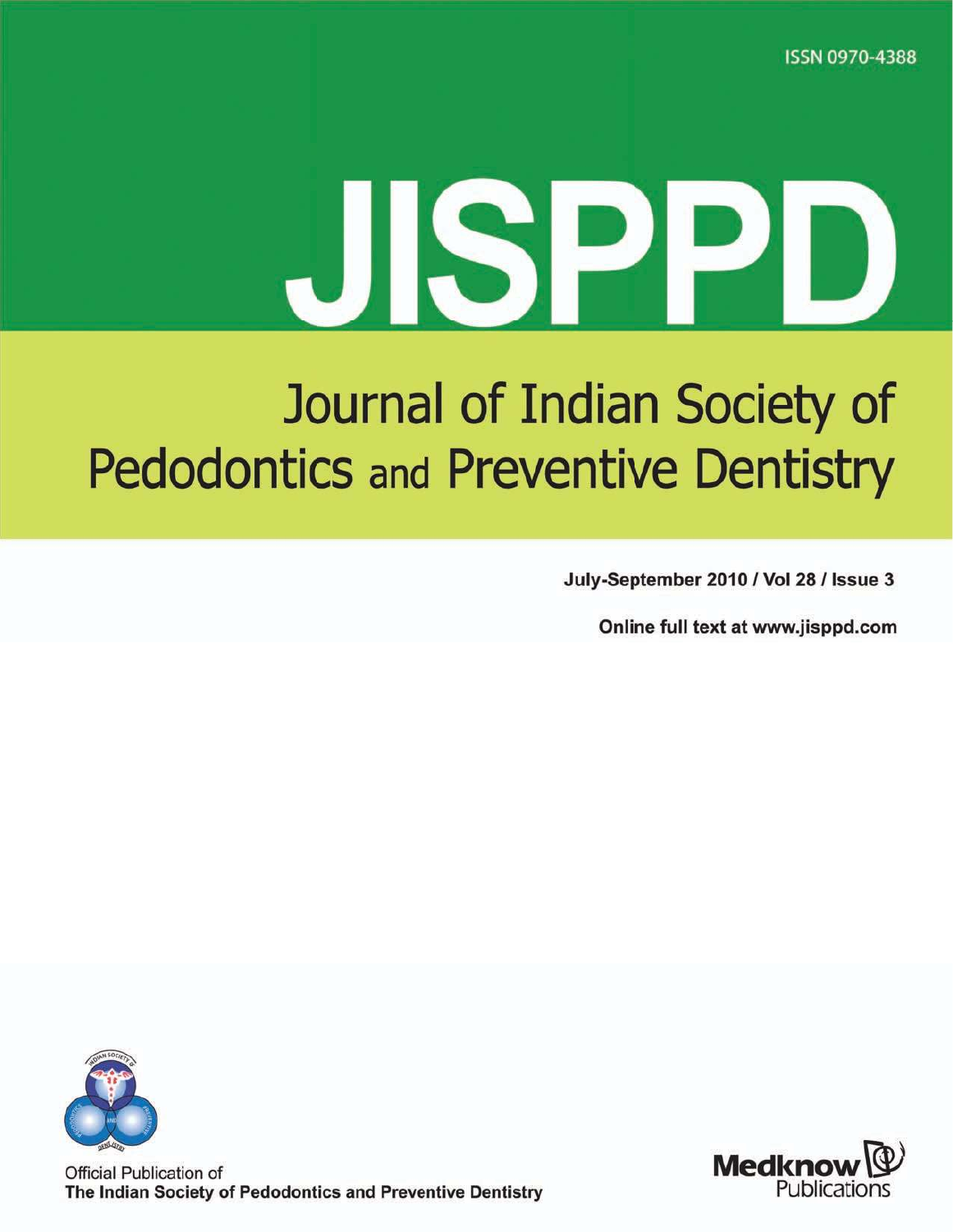ISSN 0970-4388

# JISPPD

## Journal of Indian Society of Pedodontics and Preventive Dentistry

**July-September 2010 / Vol 28 / Issue 3**

**Online full text at www.jisppd.com**

Official Publication of
**The Indian Society of Pedodontics and Preventive Dentistry**

Medknow Publications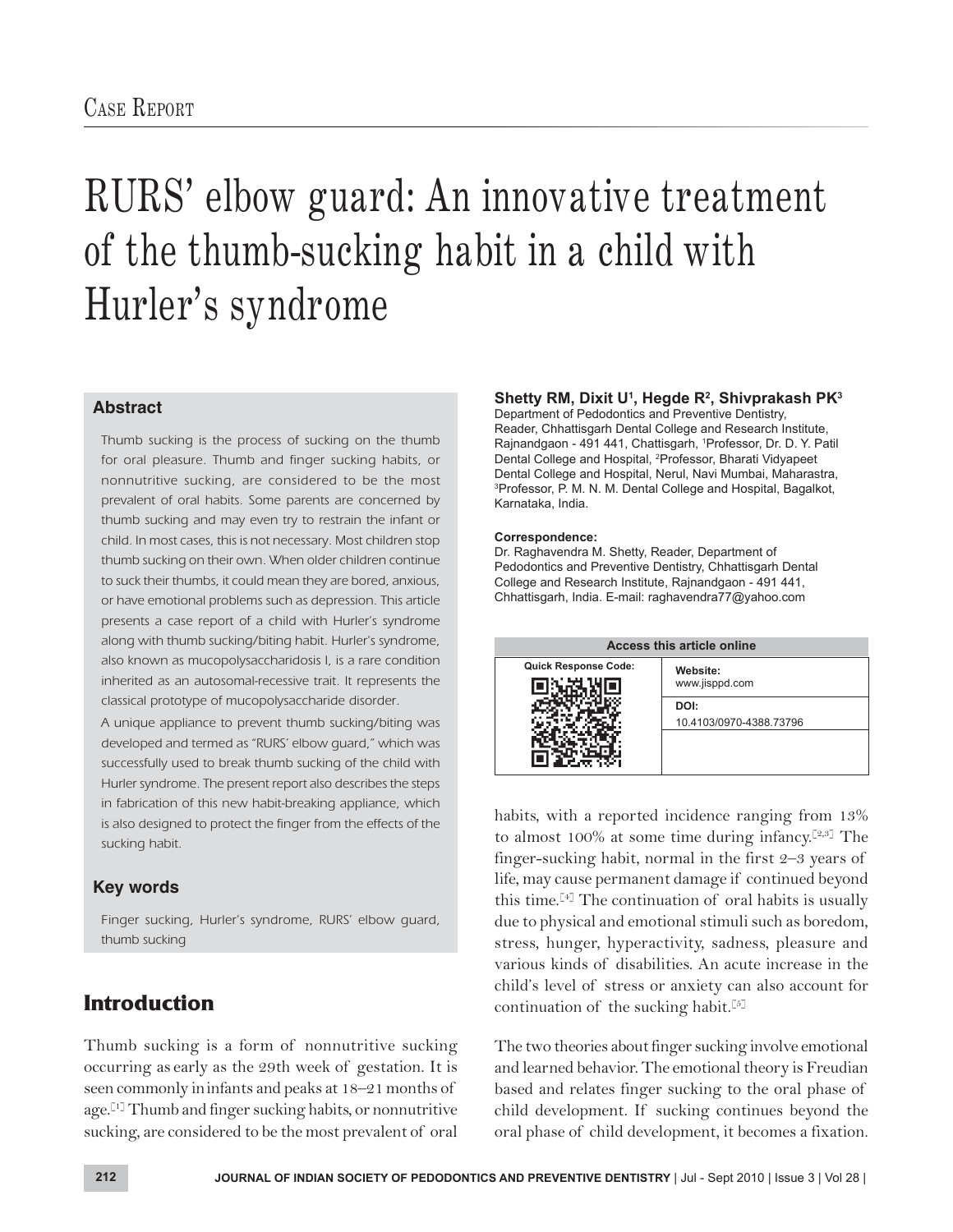Case Report

# RURS' elbow guard: An innovative treatment of the thumb-sucking habit in a child with Hurler's syndrome

**Shetty RM, Dixit U[1], Hegde R[2], Shivprakash PK[3]**

Department of Pedodontics and Preventive Dentistry, Reader, Chhattisgarh Dental College and Research Institute, Rajnandgaon - 491 441, Chattisgarh, [1]Professor, Dr. D. Y. Patil Dental College and Hospital, [2]Professor, Bharati Vidyapeet Dental College and Hospital, Nerul, Navi Mumbai, Maharastra, [3]Professor, P. M. N. M. Dental College and Hospital, Bagalkot, Karnataka, India.

**Correspondence:**
Dr. Raghavendra M. Shetty, Reader, Department of Pedodontics and Preventive Dentistry, Chhattisgarh Dental College and Research Institute, Rajnandgaon - 491 441, Chhattisgarh, India. E-mail: raghavendra77@yahoo.com

| Access this article online | |
|---|---|
| Quick Response Code: | Website: www.jisppd.com |
| | DOI: 10.4103/0970-4388.73796 |

## Abstract

Thumb sucking is the process of sucking on the thumb for oral pleasure. Thumb and finger sucking habits, or nonnutritive sucking, are considered to be the most prevalent of oral habits. Some parents are concerned by thumb sucking and may even try to restrain the infant or child. In most cases, this is not necessary. Most children stop thumb sucking on their own. When older children continue to suck their thumbs, it could mean they are bored, anxious, or have emotional problems such as depression. This article presents a case report of a child with Hurler's syndrome along with thumb sucking/biting habit. Hurler's syndrome, also known as mucopolysaccharidosis I, is a rare condition inherited as an autosomal-recessive trait. It represents the classical prototype of mucopolysaccharide disorder.

A unique appliance to prevent thumb sucking/biting was developed and termed as "RURS' elbow guard," which was successfully used to break thumb sucking of the child with Hurler syndrome. The present report also describes the steps in fabrication of this new habit-breaking appliance, which is also designed to protect the finger from the effects of the sucking habit.

## Key words

Finger sucking, Hurler's syndrome, RURS' elbow guard, thumb sucking

## Introduction

Thumb sucking is a form of nonnutritive sucking occurring as early as the 29th week of gestation. It is seen commonly in infants and peaks at 18–21 months of age.[1] Thumb and finger sucking habits, or nonnutritive sucking, are considered to be the most prevalent of oral habits, with a reported incidence ranging from 13% to almost 100% at some time during infancy.[2,3] The finger-sucking habit, normal in the first 2–3 years of life, may cause permanent damage if continued beyond this time.[4] The continuation of oral habits is usually due to physical and emotional stimuli such as boredom, stress, hunger, hyperactivity, sadness, pleasure and various kinds of disabilities. An acute increase in the child's level of stress or anxiety can also account for continuation of the sucking habit.[5]

The two theories about finger sucking involve emotional and learned behavior. The emotional theory is Freudian based and relates finger sucking to the oral phase of child development. If sucking continues beyond the oral phase of child development, it becomes a fixation.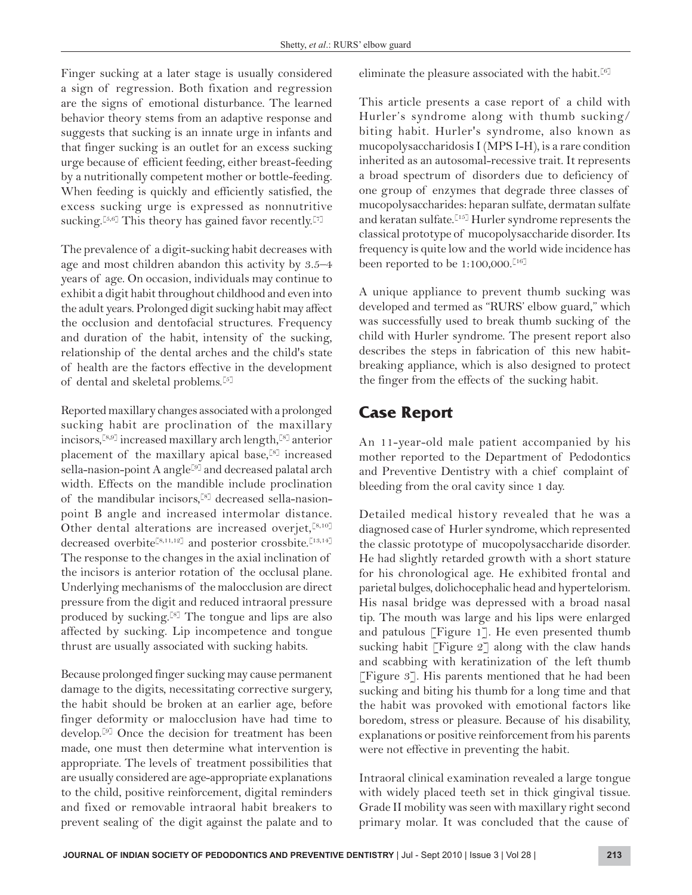Finger sucking at a later stage is usually considered a sign of regression. Both fixation and regression are the signs of emotional disturbance. The learned behavior theory stems from an adaptive response and suggests that sucking is an innate urge in infants and that finger sucking is an outlet for an excess sucking urge because of efficient feeding, either breast-feeding by a nutritionally competent mother or bottle-feeding. When feeding is quickly and efficiently satisfied, the excess sucking urge is expressed as nonnutritive sucking.[5,6] This theory has gained favor recently.[7]

The prevalence of a digit-sucking habit decreases with age and most children abandon this activity by 3.5–4 years of age. On occasion, individuals may continue to exhibit a digit habit throughout childhood and even into the adult years. Prolonged digit sucking habit may affect the occlusion and dentofacial structures. Frequency and duration of the habit, intensity of the sucking, relationship of the dental arches and the child's state of health are the factors effective in the development of dental and skeletal problems.[5]

Reported maxillary changes associated with a prolonged sucking habit are proclination of the maxillary incisors,[8,9] increased maxillary arch length,[8] anterior placement of the maxillary apical base,[8] increased sella-nasion-point A angle[9] and decreased palatal arch width. Effects on the mandible include proclination of the mandibular incisors,[8] decreased sella-nasion-point B angle and increased intermolar distance. Other dental alterations are increased overjet,[8,10] decreased overbite[8,11,12] and posterior crossbite.[13,14] The response to the changes in the axial inclination of the incisors is anterior rotation of the occlusal plane. Underlying mechanisms of the malocclusion are direct pressure from the digit and reduced intraoral pressure produced by sucking.[8] The tongue and lips are also affected by sucking. Lip incompetence and tongue thrust are usually associated with sucking habits.

Because prolonged finger sucking may cause permanent damage to the digits, necessitating corrective surgery, the habit should be broken at an earlier age, before finger deformity or malocclusion have had time to develop.[9] Once the decision for treatment has been made, one must then determine what intervention is appropriate. The levels of treatment possibilities that are usually considered are age-appropriate explanations to the child, positive reinforcement, digital reminders and fixed or removable intraoral habit breakers to prevent sealing of the digit against the palate and to eliminate the pleasure associated with the habit.[6]

This article presents a case report of a child with Hurler's syndrome along with thumb sucking/biting habit. Hurler's syndrome, also known as mucopolysaccharidosis I (MPS I-H), is a rare condition inherited as an autosomal-recessive trait. It represents a broad spectrum of disorders due to deficiency of one group of enzymes that degrade three classes of mucopolysaccharides: heparan sulfate, dermatan sulfate and keratan sulfate.[15] Hurler syndrome represents the classical prototype of mucopolysaccharide disorder. Its frequency is quite low and the world wide incidence has been reported to be 1:100,000.[16]

A unique appliance to prevent thumb sucking was developed and termed as "RURS' elbow guard," which was successfully used to break thumb sucking of the child with Hurler syndrome. The present report also describes the steps in fabrication of this new habit-breaking appliance, which is also designed to protect the finger from the effects of the sucking habit.

## Case Report

An 11-year-old male patient accompanied by his mother reported to the Department of Pedodontics and Preventive Dentistry with a chief complaint of bleeding from the oral cavity since 1 day.

Detailed medical history revealed that he was a diagnosed case of Hurler syndrome, which represented the classic prototype of mucopolysaccharide disorder. He had slightly retarded growth with a short stature for his chronological age. He exhibited frontal and parietal bulges, dolichocephalic head and hypertelorism. His nasal bridge was depressed with a broad nasal tip. The mouth was large and his lips were enlarged and patulous [Figure 1]. He even presented thumb sucking habit [Figure 2] along with the claw hands and scabbing with keratinization of the left thumb [Figure 3]. His parents mentioned that he had been sucking and biting his thumb for a long time and that the habit was provoked with emotional factors like boredom, stress or pleasure. Because of his disability, explanations or positive reinforcement from his parents were not effective in preventing the habit.

Intraoral clinical examination revealed a large tongue with widely placed teeth set in thick gingival tissue. Grade II mobility was seen with maxillary right second primary molar. It was concluded that the cause of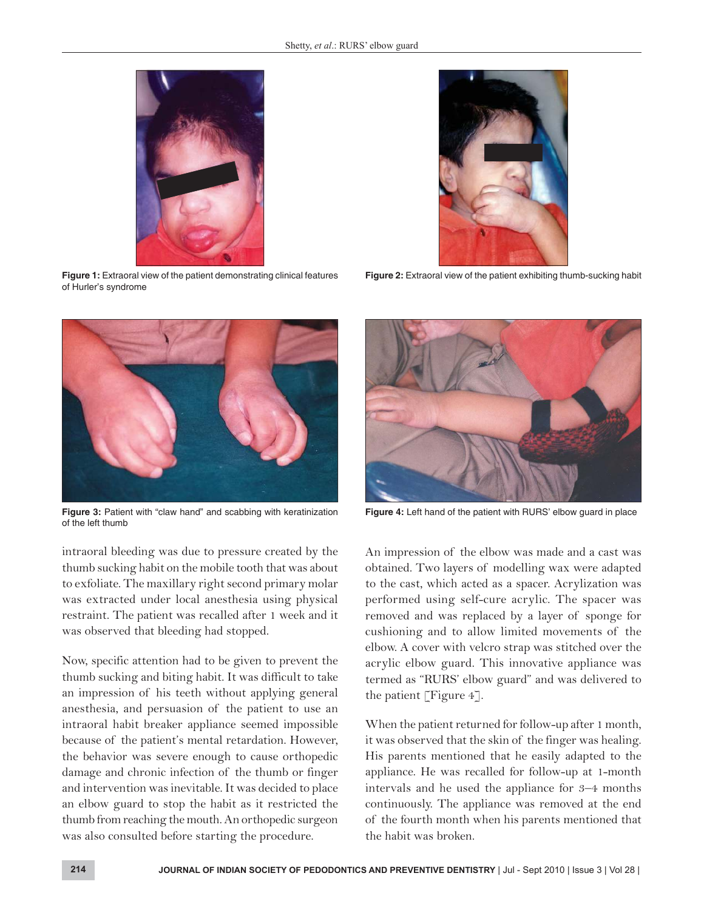Figure 1: Extraoral view of the patient demonstrating clinical features of Hurler's syndrome

Figure 2: Extraoral view of the patient exhibiting thumb-sucking habit

Figure 3: Patient with "claw hand" and scabbing with keratinization of the left thumb

Figure 4: Left hand of the patient with RURS' elbow guard in place

intraoral bleeding was due to pressure created by the thumb sucking habit on the mobile tooth that was about to exfoliate. The maxillary right second primary molar was extracted under local anesthesia using physical restraint. The patient was recalled after 1 week and it was observed that bleeding had stopped.

Now, specific attention had to be given to prevent the thumb sucking and biting habit. It was difficult to take an impression of his teeth without applying general anesthesia, and persuasion of the patient to use an intraoral habit breaker appliance seemed impossible because of the patient's mental retardation. However, the behavior was severe enough to cause orthopedic damage and chronic infection of the thumb or finger and intervention was inevitable. It was decided to place an elbow guard to stop the habit as it restricted the thumb from reaching the mouth. An orthopedic surgeon was also consulted before starting the procedure.

An impression of the elbow was made and a cast was obtained. Two layers of modelling wax were adapted to the cast, which acted as a spacer. Acrylization was performed using self-cure acrylic. The spacer was removed and was replaced by a layer of sponge for cushioning and to allow limited movements of the elbow. A cover with velcro strap was stitched over the acrylic elbow guard. This innovative appliance was termed as "RURS' elbow guard" and was delivered to the patient [Figure 4].

When the patient returned for follow-up after 1 month, it was observed that the skin of the finger was healing. His parents mentioned that he easily adapted to the appliance. He was recalled for follow-up at 1-month intervals and he used the appliance for 3–4 months continuously. The appliance was removed at the end of the fourth month when his parents mentioned that the habit was broken.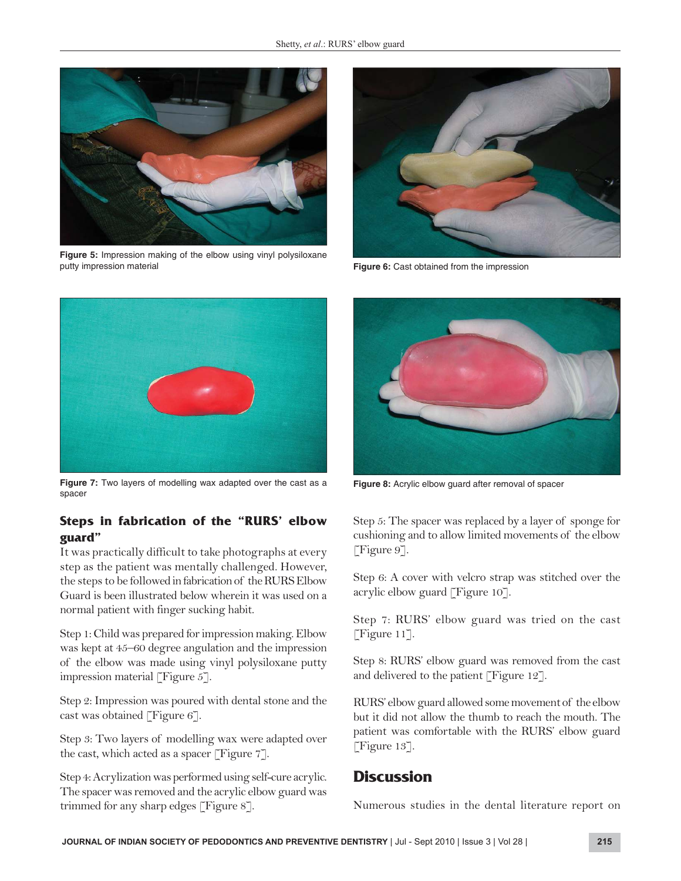Figure 5: Impression making of the elbow using vinyl polysiloxane putty impression material

Figure 6: Cast obtained from the impression

Figure 7: Two layers of modelling wax adapted over the cast as a spacer

Figure 8: Acrylic elbow guard after removal of spacer

### Steps in fabrication of the "RURS' elbow guard"

It was practically difficult to take photographs at every step as the patient was mentally challenged. However, the steps to be followed in fabrication of the RURS Elbow Guard is been illustrated below wherein it was used on a normal patient with finger sucking habit.

Step 1: Child was prepared for impression making. Elbow was kept at 45–60 degree angulation and the impression of the elbow was made using vinyl polysiloxane putty impression material [Figure 5].

Step 2: Impression was poured with dental stone and the cast was obtained [Figure 6].

Step 3: Two layers of modelling wax were adapted over the cast, which acted as a spacer [Figure 7].

Step 4: Acrylization was performed using self-cure acrylic. The spacer was removed and the acrylic elbow guard was trimmed for any sharp edges [Figure 8].

Step 5: The spacer was replaced by a layer of sponge for cushioning and to allow limited movements of the elbow [Figure 9].

Step 6: A cover with velcro strap was stitched over the acrylic elbow guard [Figure 10].

Step 7: RURS' elbow guard was tried on the cast [Figure 11].

Step 8: RURS' elbow guard was removed from the cast and delivered to the patient [Figure 12].

RURS' elbow guard allowed some movement of the elbow but it did not allow the thumb to reach the mouth. The patient was comfortable with the RURS' elbow guard [Figure 13].

## Discussion

Numerous studies in the dental literature report on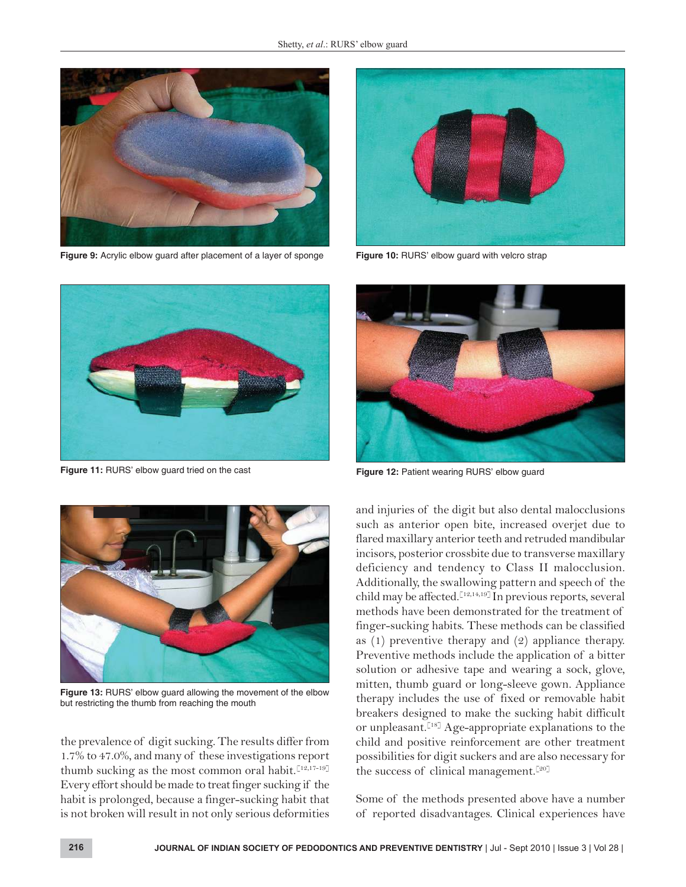Figure 9: Acrylic elbow guard after placement of a layer of sponge

Figure 10: RURS' elbow guard with velcro strap

Figure 11: RURS' elbow guard tried on the cast

Figure 12: Patient wearing RURS' elbow guard

Figure 13: RURS' elbow guard allowing the movement of the elbow but restricting the thumb from reaching the mouth

the prevalence of digit sucking. The results differ from 1.7% to 47.0%, and many of these investigations report thumb sucking as the most common oral habit.[12,17-19] Every effort should be made to treat finger sucking if the habit is prolonged, because a finger-sucking habit that is not broken will result in not only serious deformities and injuries of the digit but also dental malocclusions such as anterior open bite, increased overjet due to flared maxillary anterior teeth and retruded mandibular incisors, posterior crossbite due to transverse maxillary deficiency and tendency to Class II malocclusion. Additionally, the swallowing pattern and speech of the child may be affected.[12,14,19] In previous reports, several methods have been demonstrated for the treatment of finger-sucking habits. These methods can be classified as (1) preventive therapy and (2) appliance therapy. Preventive methods include the application of a bitter solution or adhesive tape and wearing a sock, glove, mitten, thumb guard or long-sleeve gown. Appliance therapy includes the use of fixed or removable habit breakers designed to make the sucking habit difficult or unpleasant.[18] Age-appropriate explanations to the child and positive reinforcement are other treatment possibilities for digit suckers and are also necessary for the success of clinical management.[20]

Some of the methods presented above have a number of reported disadvantages. Clinical experiences have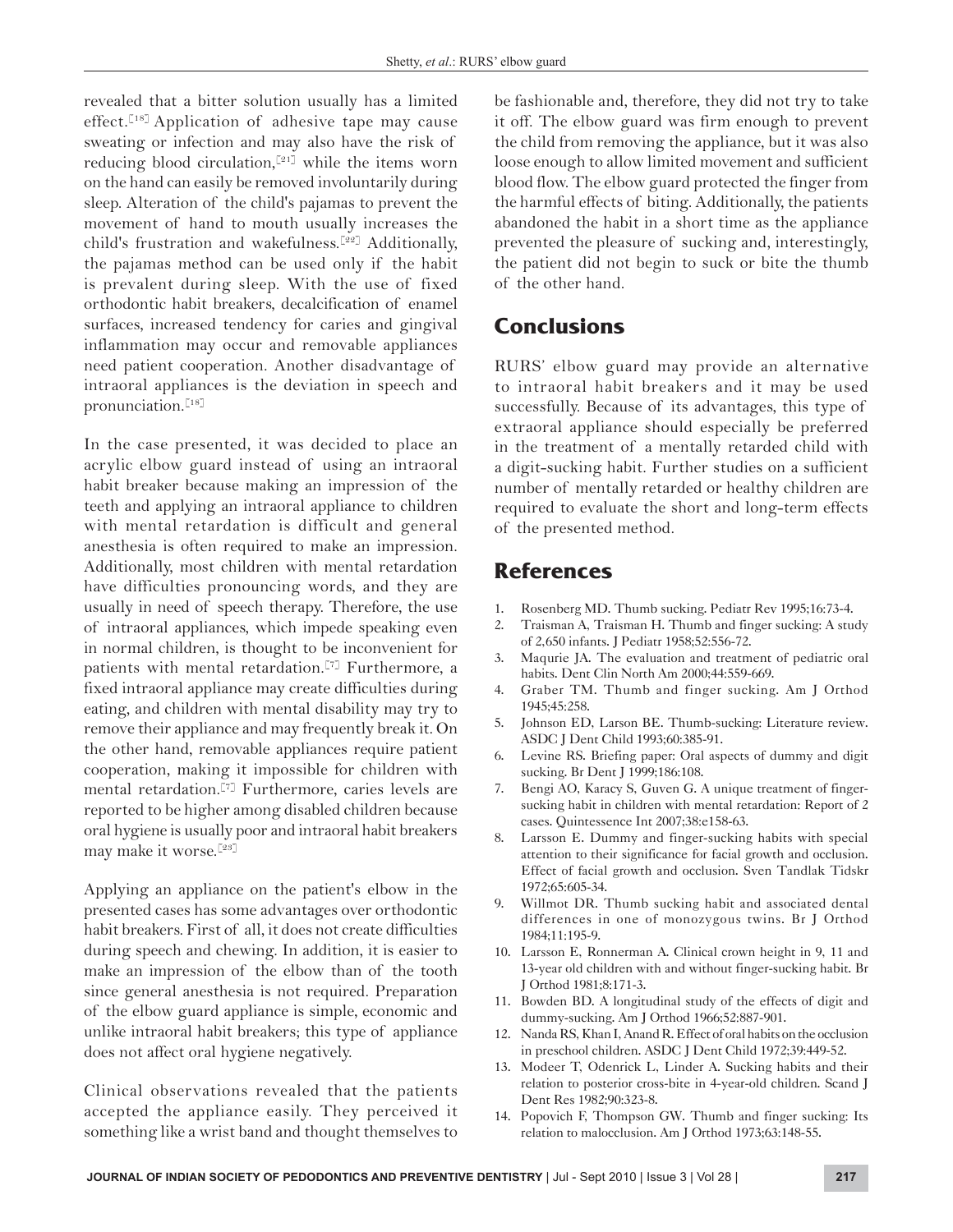revealed that a bitter solution usually has a limited effect.[18] Application of adhesive tape may cause sweating or infection and may also have the risk of reducing blood circulation,[21] while the items worn on the hand can easily be removed involuntarily during sleep. Alteration of the child's pajamas to prevent the movement of hand to mouth usually increases the child's frustration and wakefulness.[22] Additionally, the pajamas method can be used only if the habit is prevalent during sleep. With the use of fixed orthodontic habit breakers, decalcification of enamel surfaces, increased tendency for caries and gingival inflammation may occur and removable appliances need patient cooperation. Another disadvantage of intraoral appliances is the deviation in speech and pronunciation.[18]

In the case presented, it was decided to place an acrylic elbow guard instead of using an intraoral habit breaker because making an impression of the teeth and applying an intraoral appliance to children with mental retardation is difficult and general anesthesia is often required to make an impression. Additionally, most children with mental retardation have difficulties pronouncing words, and they are usually in need of speech therapy. Therefore, the use of intraoral appliances, which impede speaking even in normal children, is thought to be inconvenient for patients with mental retardation.[7] Furthermore, a fixed intraoral appliance may create difficulties during eating, and children with mental disability may try to remove their appliance and may frequently break it. On the other hand, removable appliances require patient cooperation, making it impossible for children with mental retardation.[7] Furthermore, caries levels are reported to be higher among disabled children because oral hygiene is usually poor and intraoral habit breakers may make it worse.[23]

Applying an appliance on the patient's elbow in the presented cases has some advantages over orthodontic habit breakers. First of all, it does not create difficulties during speech and chewing. In addition, it is easier to make an impression of the elbow than of the tooth since general anesthesia is not required. Preparation of the elbow guard appliance is simple, economic and unlike intraoral habit breakers; this type of appliance does not affect oral hygiene negatively.

Clinical observations revealed that the patients accepted the appliance easily. They perceived it something like a wrist band and thought themselves to be fashionable and, therefore, they did not try to take it off. The elbow guard was firm enough to prevent the child from removing the appliance, but it was also loose enough to allow limited movement and sufficient blood flow. The elbow guard protected the finger from the harmful effects of biting. Additionally, the patients abandoned the habit in a short time as the appliance prevented the pleasure of sucking and, interestingly, the patient did not begin to suck or bite the thumb of the other hand.

## Conclusions

RURS' elbow guard may provide an alternative to intraoral habit breakers and it may be used successfully. Because of its advantages, this type of extraoral appliance should especially be preferred in the treatment of a mentally retarded child with a digit-sucking habit. Further studies on a sufficient number of mentally retarded or healthy children are required to evaluate the short and long-term effects of the presented method.

## References

1. Rosenberg MD. Thumb sucking. Pediatr Rev 1995;16:73-4.
2. Traisman A, Traisman H. Thumb and finger sucking: A study of 2,650 infants. J Pediatr 1958;52:556-72.
3. Maqurie JA. The evaluation and treatment of pediatric oral habits. Dent Clin North Am 2000;44:559-669.
4. Graber TM. Thumb and finger sucking. Am J Orthod 1945;45:258.
5. Johnson ED, Larson BE. Thumb-sucking: Literature review. ASDC J Dent Child 1993;60:385-91.
6. Levine RS. Briefing paper: Oral aspects of dummy and digit sucking. Br Dent J 1999;186:108.
7. Bengi AO, Karacy S, Guven G. A unique treatment of finger-sucking habit in children with mental retardation: Report of 2 cases. Quintessence Int 2007;38:e158-63.
8. Larsson E. Dummy and finger-sucking habits with special attention to their significance for facial growth and occlusion. Effect of facial growth and occlusion. Sven Tandlak Tidskr 1972;65:605-34.
9. Willmot DR. Thumb sucking habit and associated dental differences in one of monozygous twins. Br J Orthod 1984;11:195-9.
10. Larsson E, Ronnerman A. Clinical crown height in 9, 11 and 13-year old children with and without finger-sucking habit. Br J Orthod 1981;8:171-3.
11. Bowden BD. A longitudinal study of the effects of digit and dummy-sucking. Am J Orthod 1966;52:887-901.
12. Nanda RS, Khan I, Anand R. Effect of oral habits on the occlusion in preschool children. ASDC J Dent Child 1972;39:449-52.
13. Modeer T, Odenrick L, Linder A. Sucking habits and their relation to posterior cross-bite in 4-year-old children. Scand J Dent Res 1982;90:323-8.
14. Popovich F, Thompson GW. Thumb and finger sucking: Its relation to malocclusion. Am J Orthod 1973;63:148-55.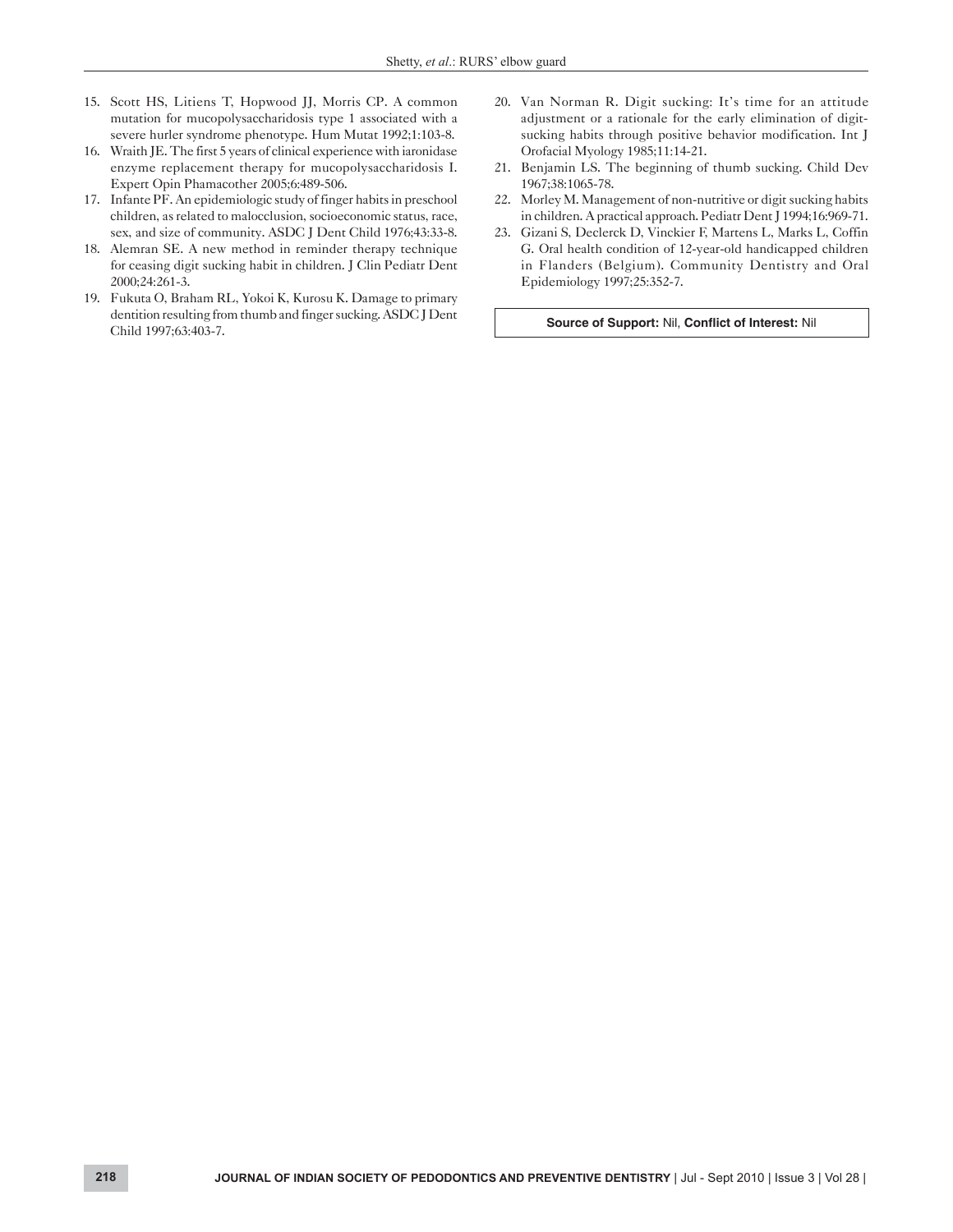15. Scott HS, Litiens T, Hopwood JJ, Morris CP. A common mutation for mucopolysaccharidosis type 1 associated with a severe hurler syndrome phenotype. Hum Mutat 1992;1:103-8.
16. Wraith JE. The first 5 years of clinical experience with iaronidase enzyme replacement therapy for mucopolysaccharidosis I. Expert Opin Phamacother 2005;6:489-506.
17. Infante PF. An epidemiologic study of finger habits in preschool children, as related to malocclusion, socioeconomic status, race, sex, and size of community. ASDC J Dent Child 1976;43:33-8.
18. Alemran SE. A new method in reminder therapy technique for ceasing digit sucking habit in children. J Clin Pediatr Dent 2000;24:261-3.
19. Fukuta O, Braham RL, Yokoi K, Kurosu K. Damage to primary dentition resulting from thumb and finger sucking. ASDC J Dent Child 1997;63:403-7.
20. Van Norman R. Digit sucking: It's time for an attitude adjustment or a rationale for the early elimination of digit-sucking habits through positive behavior modification. Int J Orofacial Myology 1985;11:14-21.
21. Benjamin LS. The beginning of thumb sucking. Child Dev 1967;38:1065-78.
22. Morley M. Management of non-nutritive or digit sucking habits in children. A practical approach. Pediatr Dent J 1994;16:969-71.
23. Gizani S, Declerck D, Vinckier F, Martens L, Marks L, Coffin G. Oral health condition of 12-year-old handicapped children in Flanders (Belgium). Community Dentistry and Oral Epidemiology 1997;25:352-7.

**Source of Support:** Nil, **Conflict of Interest:** Nil